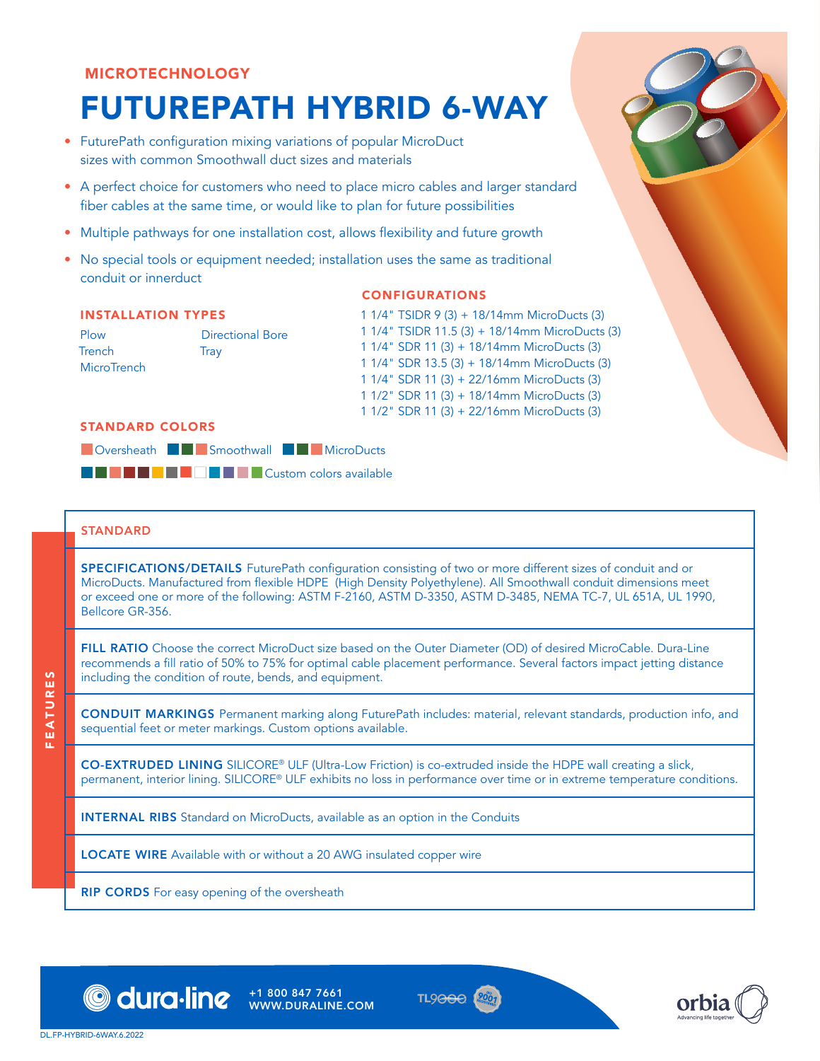MICROTECHNOLOGY

# FUTUREPATH HYBRID 6-WAY

- FuturePath configuration mixing variations of popular MicroDuct sizes with common Smoothwall duct sizes and materials
- A perfect choice for customers who need to place micro cables and larger standard fiber cables at the same time, or would like to plan for future possibilities
- Multiple pathways for one installation cost, allows flexibility and future growth
- No special tools or equipment needed; installation uses the same as traditional conduit or innerduct

## INSTALLATION TYPES

Plow
Trench
MicroTrench
Directional Bore
Tray

## CONFIGURATIONS

1 1/4" TSIDR 9 (3) + 18/14mm MicroDucts (3)
1 1/4" TSIDR 11.5 (3) + 18/14mm MicroDucts (3)
1 1/4" SDR 11 (3) + 18/14mm MicroDucts (3)
1 1/4" SDR 13.5 (3) + 18/14mm MicroDucts (3)
1 1/4" SDR 11 (3) + 22/16mm MicroDucts (3)
1 1/2" SDR 11 (3) + 18/14mm MicroDucts (3)
1 1/2" SDR 11 (3) + 22/16mm MicroDucts (3)

## STANDARD COLORS

Oversheath  Smoothwall  MicroDucts

Custom colors available

## FEATURES

### STANDARD

**SPECIFICATIONS/DETAILS** FuturePath configuration consisting of two or more different sizes of conduit and or MicroDucts. Manufactured from flexible HDPE (High Density Polyethylene). All Smoothwall conduit dimensions meet or exceed one or more of the following: ASTM F-2160, ASTM D-3350, ASTM D-3485, NEMA TC-7, UL 651A, UL 1990, Bellcore GR-356.

**FILL RATIO** Choose the correct MicroDuct size based on the Outer Diameter (OD) of desired MicroCable. Dura-Line recommends a fill ratio of 50% to 75% for optimal cable placement performance. Several factors impact jetting distance including the condition of route, bends, and equipment.

**CONDUIT MARKINGS** Permanent marking along FuturePath includes: material, relevant standards, production info, and sequential feet or meter markings. Custom options available.

**CO-EXTRUDED LINING** SILICORE® ULF (Ultra-Low Friction) is co-extruded inside the HDPE wall creating a slick, permanent, interior lining. SILICORE® ULF exhibits no loss in performance over time or in extreme temperature conditions.

**INTERNAL RIBS** Standard on MicroDucts, available as an option in the Conduits

**LOCATE WIRE** Available with or without a 20 AWG insulated copper wire

**RIP CORDS** For easy opening of the oversheath

dura·line +1 800 847 7661 WWW.DURALINE.COM

orbia Advancing life together

DL.FP-HYBRID-6WAY.6.2022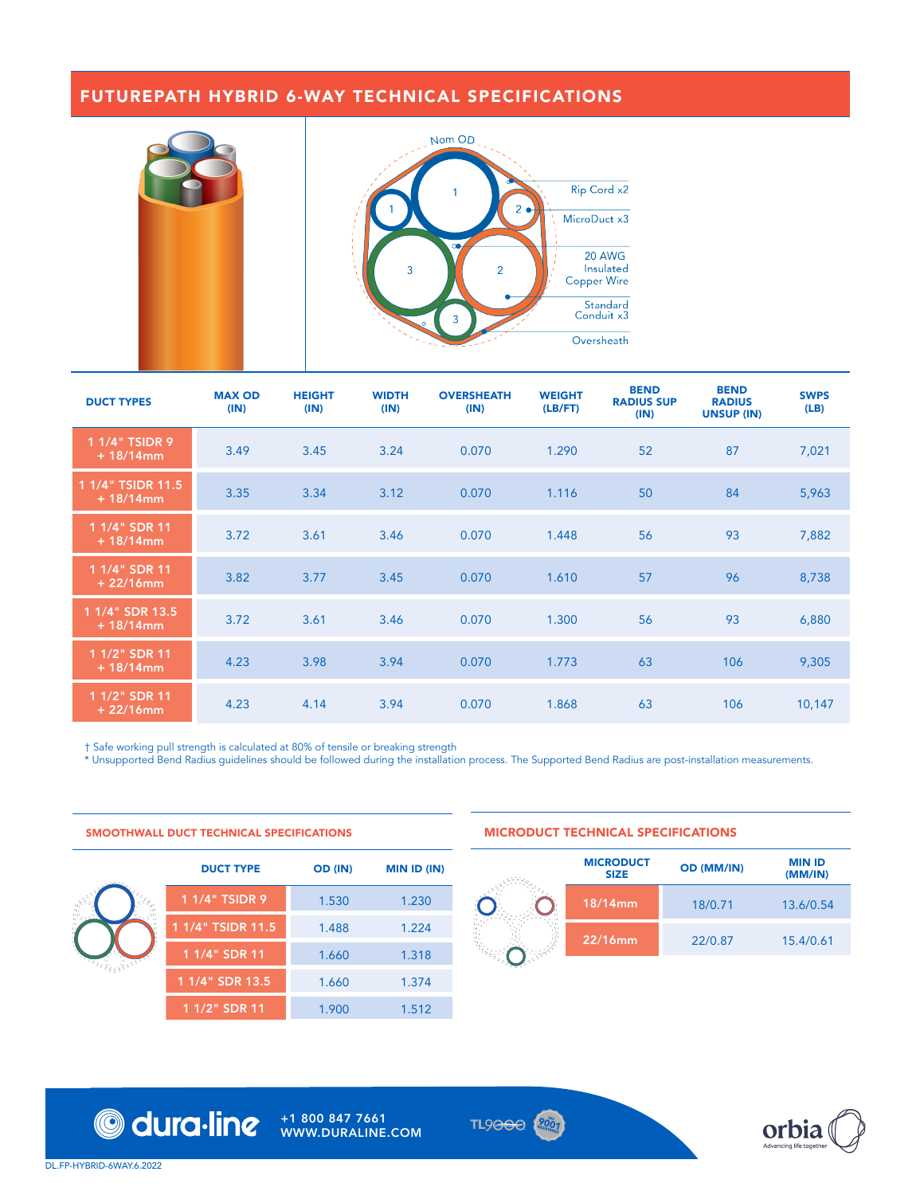## FUTUREPATH HYBRID 6-WAY TECHNICAL SPECIFICATIONS

Nom OD

Rip Cord x2

MicroDuct x3

20 AWG Insulated Copper Wire

Standard Conduit x3

Oversheath

| DUCT TYPES | MAX OD (IN) | HEIGHT (IN) | WIDTH (IN) | OVERSHEATH (IN) | WEIGHT (LB/FT) | BEND RADIUS SUP (IN) | BEND RADIUS UNSUP (IN) | SWPS (LB) |
|---|---|---|---|---|---|---|---|---|
| 1 1/4" TSIDR 9 + 18/14mm | 3.49 | 3.45 | 3.24 | 0.070 | 1.290 | 52 | 87 | 7,021 |
| 1 1/4" TSIDR 11.5 + 18/14mm | 3.35 | 3.34 | 3.12 | 0.070 | 1.116 | 50 | 84 | 5,963 |
| 1 1/4" SDR 11 + 18/14mm | 3.72 | 3.61 | 3.46 | 0.070 | 1.448 | 56 | 93 | 7,882 |
| 1 1/4" SDR 11 + 22/16mm | 3.82 | 3.77 | 3.45 | 0.070 | 1.610 | 57 | 96 | 8,738 |
| 1 1/4" SDR 13.5 + 18/14mm | 3.72 | 3.61 | 3.46 | 0.070 | 1.300 | 56 | 93 | 6,880 |
| 1 1/2" SDR 11 + 18/14mm | 4.23 | 3.98 | 3.94 | 0.070 | 1.773 | 63 | 106 | 9,305 |
| 1 1/2" SDR 11 + 22/16mm | 4.23 | 4.14 | 3.94 | 0.070 | 1.868 | 63 | 106 | 10,147 |

† Safe working pull strength is calculated at 80% of tensile or breaking strength

* Unsupported Bend Radius guidelines should be followed during the installation process. The Supported Bend Radius are post-installation measurements.

### SMOOTHWALL DUCT TECHNICAL SPECIFICATIONS

| DUCT TYPE | OD (IN) | MIN ID (IN) |
|---|---|---|
| 1 1/4" TSIDR 9 | 1.530 | 1.230 |
| 1 1/4" TSIDR 11.5 | 1.488 | 1.224 |
| 1 1/4" SDR 11 | 1.660 | 1.318 |
| 1 1/4" SDR 13.5 | 1.660 | 1.374 |
| 1 1/2" SDR 11 | 1.900 | 1.512 |

### MICRODUCT TECHNICAL SPECIFICATIONS

| MICRODUCT SIZE | OD (MM/IN) | MIN ID (MM/IN) |
|---|---|---|
| 18/14mm | 18/0.71 | 13.6/0.54 |
| 22/16mm | 22/0.87 | 15.4/0.61 |

dura·line +1 800 847 7661 WWW.DURALINE.COM

TL9000 9001

orbia Advancing life together

DL.FP-HYBRID-6WAY.6.2022